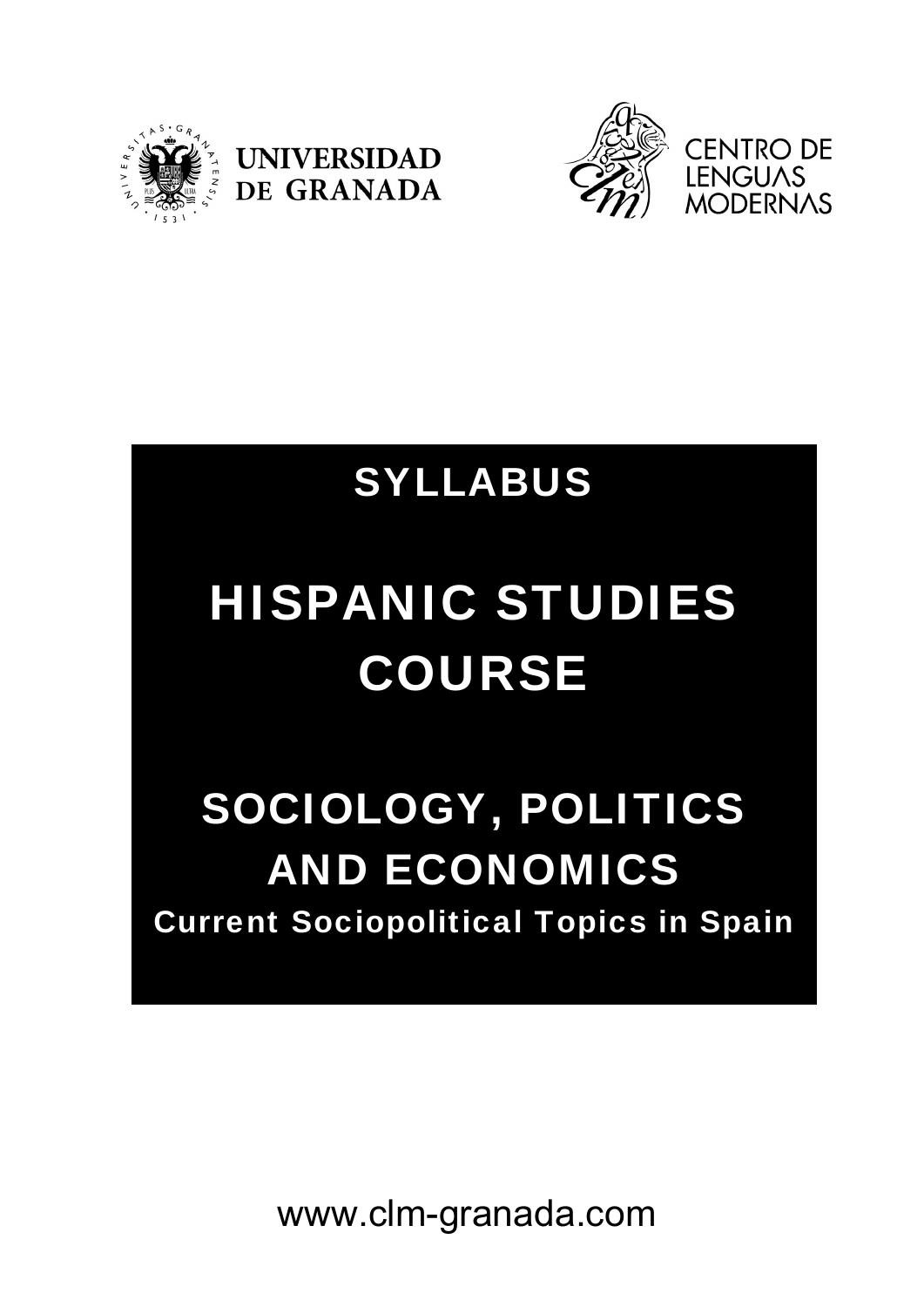UNIVERSIDAD DE GRANADA

CENTRO DE LENGUAS MODERNAS

# SYLLABUS

# HISPANIC STUDIES COURSE

# SOCIOLOGY, POLITICS AND ECONOMICS

## Current Sociopolitical Topics in Spain

www.clm-granada.com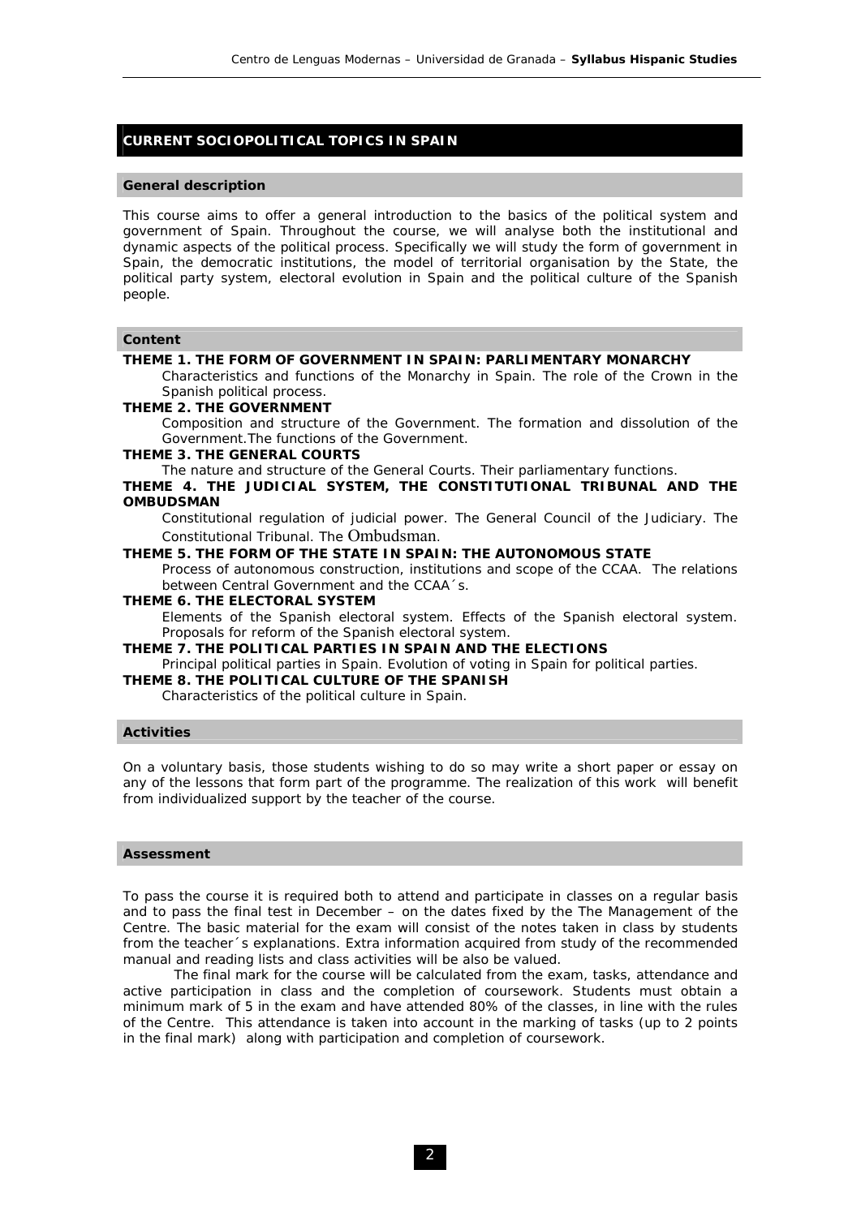## CURRENT SOCIOPOLITICAL TOPICS IN SPAIN

### General description

This course aims to offer a general introduction to the basics of the political system and government of Spain. Throughout the course, we will analyse both the institutional and dynamic aspects of the political process. Specifically we will study the form of government in Spain, the democratic institutions, the model of territorial organisation by the State, the political party system, electoral evolution in Spain and the political culture of the Spanish people.

### Content

**THEME 1. THE FORM OF GOVERNMENT IN SPAIN: PARLIMENTARY MONARCHY**

Characteristics and functions of the Monarchy in Spain. The role of the Crown in the Spanish political process.

**THEME 2. THE GOVERNMENT**

Composition and structure of the Government. The formation and dissolution of the Government.The functions of the Government.

**THEME 3. THE GENERAL COURTS**

The nature and structure of the General Courts. Their parliamentary functions.

**THEME 4. THE JUDICIAL SYSTEM, THE CONSTITUTIONAL TRIBUNAL AND THE OMBUDSMAN**

Constitutional regulation of judicial power. The General Council of the Judiciary. The Constitutional Tribunal. The Ombudsman.

**THEME 5. THE FORM OF THE STATE IN SPAIN: THE AUTONOMOUS STATE**

Process of autonomous construction, institutions and scope of the CCAA. The relations between Central Government and the CCAA´s.

**THEME 6. THE ELECTORAL SYSTEM**

Elements of the Spanish electoral system. Effects of the Spanish electoral system. Proposals for reform of the Spanish electoral system.

**THEME 7. THE POLITICAL PARTIES IN SPAIN AND THE ELECTIONS**

Principal political parties in Spain. Evolution of voting in Spain for political parties.

**THEME 8. THE POLITICAL CULTURE OF THE SPANISH**

Characteristics of the political culture in Spain.

### Activities

On a voluntary basis, those students wishing to do so may write a short paper or essay on any of the lessons that form part of the programme. The realization of this work will benefit from individualized support by the teacher of the course.

### Assessment

To pass the course it is required both to attend and participate in classes on a regular basis and to pass the final test in December – on the dates fixed by the The Management of the Centre. The basic material for the exam will consist of the notes taken in class by students from the teacher´s explanations. Extra information acquired from study of the recommended manual and reading lists and class activities will be also be valued.

The final mark for the course will be calculated from the exam, tasks, attendance and active participation in class and the completion of coursework. Students must obtain a minimum mark of 5 in the exam and have attended 80% of the classes, in line with the rules of the Centre. This attendance is taken into account in the marking of tasks (up to 2 points in the final mark) along with participation and completion of coursework.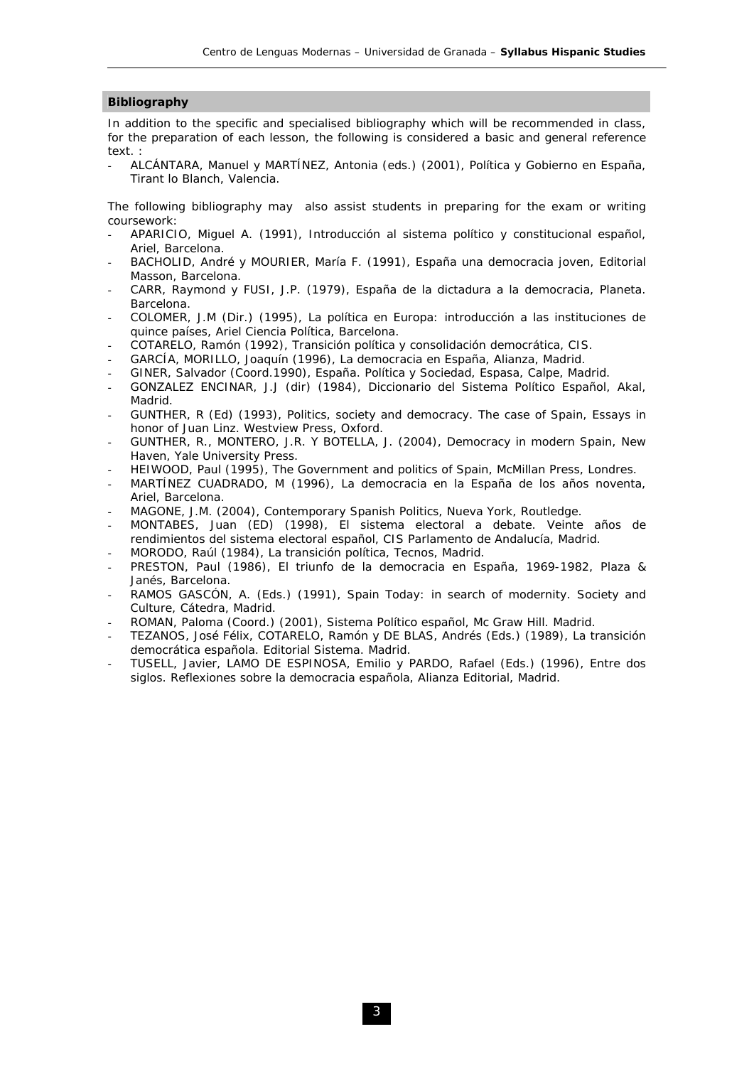## Bibliography

In addition to the specific and specialised bibliography which will be recommended in class, for the preparation of each lesson, the following is considered a basic and general reference text. :

- ALCÁNTARA, Manuel y MARTÍNEZ, Antonia (eds.) (2001), Política y Gobierno en España, Tirant lo Blanch, Valencia.

The following bibliography may also assist students in preparing for the exam or writing coursework:

- APARICIO, Miguel A. (1991), Introducción al sistema político y constitucional español, Ariel, Barcelona.
- BACHOLID, André y MOURIER, María F. (1991), España una democracia joven, Editorial Masson, Barcelona.
- CARR, Raymond y FUSI, J.P. (1979), España de la dictadura a la democracia, Planeta. Barcelona.
- COLOMER, J.M (Dir.) (1995), La política en Europa: introducción a las instituciones de quince países, Ariel Ciencia Política, Barcelona.
- COTARELO, Ramón (1992), Transición política y consolidación democrática, CIS.
- GARCÍA, MORILLO, Joaquín (1996), La democracia en España, Alianza, Madrid.
- GINER, Salvador (Coord.1990), España. Política y Sociedad, Espasa, Calpe, Madrid.
- GONZALEZ ENCINAR, J.J (dir) (1984), Diccionario del Sistema Político Español, Akal, Madrid.
- GUNTHER, R (Ed) (1993), Politics, society and democracy. The case of Spain, Essays in honor of Juan Linz. Westview Press, Oxford.
- GUNTHER, R., MONTERO, J.R. Y BOTELLA, J. (2004), Democracy in modern Spain, New Haven, Yale University Press.
- HEIWOOD, Paul (1995), The Government and politics of Spain, McMillan Press, Londres.
- MARTÍNEZ CUADRADO, M (1996), La democracia en la España de los años noventa, Ariel, Barcelona.
- MAGONE, J.M. (2004), Contemporary Spanish Politics, Nueva York, Routledge.
- MONTABES, Juan (ED) (1998), El sistema electoral a debate. Veinte años de rendimientos del sistema electoral español, CIS Parlamento de Andalucía, Madrid.
- MORODO, Raúl (1984), La transición política, Tecnos, Madrid.
- PRESTON, Paul (1986), El triunfo de la democracia en España, 1969-1982, Plaza & Janés, Barcelona.
- RAMOS GASCÓN, A. (Eds.) (1991), Spain Today: in search of modernity. Society and Culture, Cátedra, Madrid.
- ROMAN, Paloma (Coord.) (2001), Sistema Político español, Mc Graw Hill. Madrid.
- TEZANOS, José Félix, COTARELO, Ramón y DE BLAS, Andrés (Eds.) (1989), La transición democrática española. Editorial Sistema. Madrid.
- TUSELL, Javier, LAMO DE ESPINOSA, Emilio y PARDO, Rafael (Eds.) (1996), Entre dos siglos. Reflexiones sobre la democracia española, Alianza Editorial, Madrid.